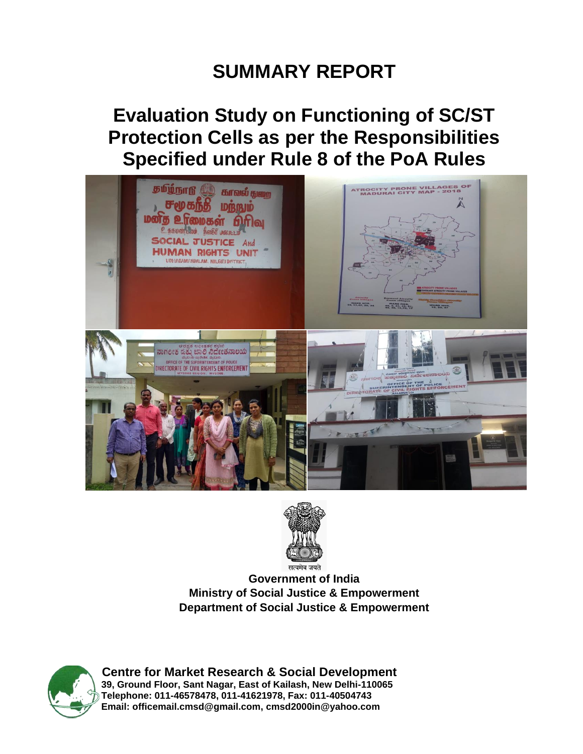# SUMMARY REPORT

# Evaluation Study on Functioning of SC/ST Protection Cells as per the Responsibilities Specified under Rule 8 of the PoA Rules

सत्यमेव जयते

**Government of India**
**Ministry of Social Justice & Empowerment**
**Department of Social Justice & Empowerment**

**Centre for Market Research & Social Development**
**39, Ground Floor, Sant Nagar, East of Kailash, New Delhi-110065**
**Telephone: 011-46578478, 011-41621978, Fax: 011-40504743**
**Email: officemail.cmsd@gmail.com, cmsd2000in@yahoo.com**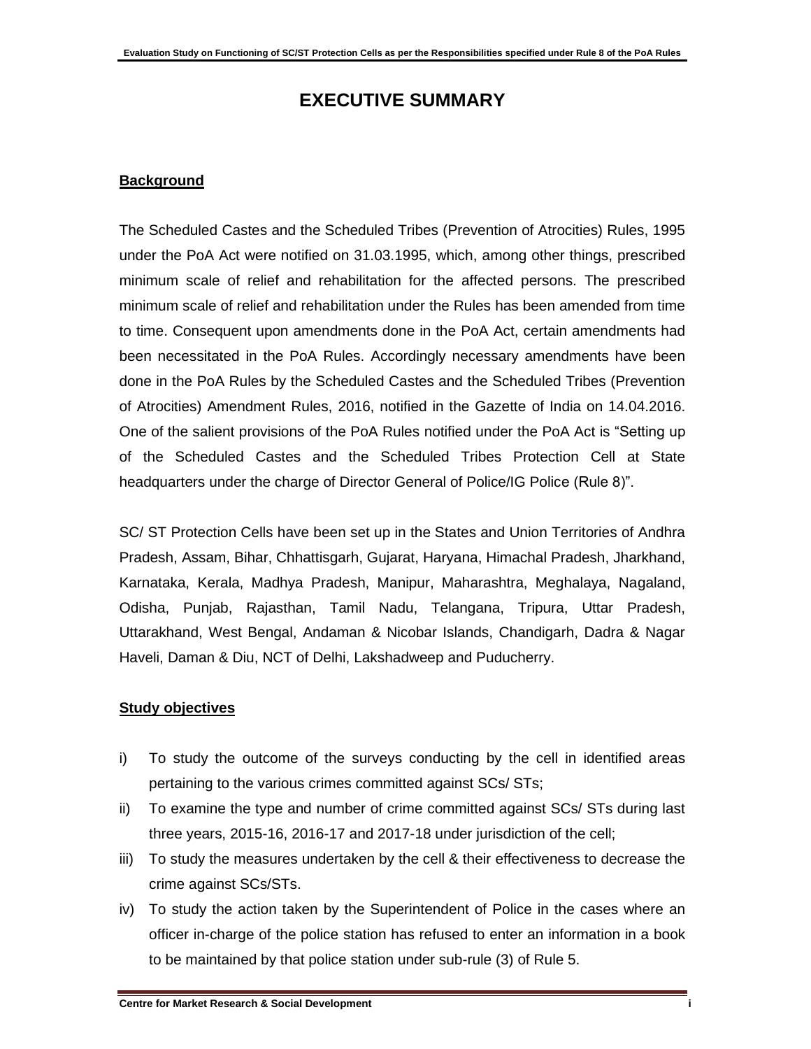# EXECUTIVE SUMMARY

**Background**

The Scheduled Castes and the Scheduled Tribes (Prevention of Atrocities) Rules, 1995 under the PoA Act were notified on 31.03.1995, which, among other things, prescribed minimum scale of relief and rehabilitation for the affected persons. The prescribed minimum scale of relief and rehabilitation under the Rules has been amended from time to time. Consequent upon amendments done in the PoA Act, certain amendments had been necessitated in the PoA Rules. Accordingly necessary amendments have been done in the PoA Rules by the Scheduled Castes and the Scheduled Tribes (Prevention of Atrocities) Amendment Rules, 2016, notified in the Gazette of India on 14.04.2016. One of the salient provisions of the PoA Rules notified under the PoA Act is "Setting up of the Scheduled Castes and the Scheduled Tribes Protection Cell at State headquarters under the charge of Director General of Police/IG Police (Rule 8)".

SC/ ST Protection Cells have been set up in the States and Union Territories of Andhra Pradesh, Assam, Bihar, Chhattisgarh, Gujarat, Haryana, Himachal Pradesh, Jharkhand, Karnataka, Kerala, Madhya Pradesh, Manipur, Maharashtra, Meghalaya, Nagaland, Odisha, Punjab, Rajasthan, Tamil Nadu, Telangana, Tripura, Uttar Pradesh, Uttarakhand, West Bengal, Andaman & Nicobar Islands, Chandigarh, Dadra & Nagar Haveli, Daman & Diu, NCT of Delhi, Lakshadweep and Puducherry.

**Study objectives**

i) To study the outcome of the surveys conducting by the cell in identified areas pertaining to the various crimes committed against SCs/ STs;

ii) To examine the type and number of crime committed against SCs/ STs during last three years, 2015-16, 2016-17 and 2017-18 under jurisdiction of the cell;

iii) To study the measures undertaken by the cell & their effectiveness to decrease the crime against SCs/STs.

iv) To study the action taken by the Superintendent of Police in the cases where an officer in-charge of the police station has refused to enter an information in a book to be maintained by that police station under sub-rule (3) of Rule 5.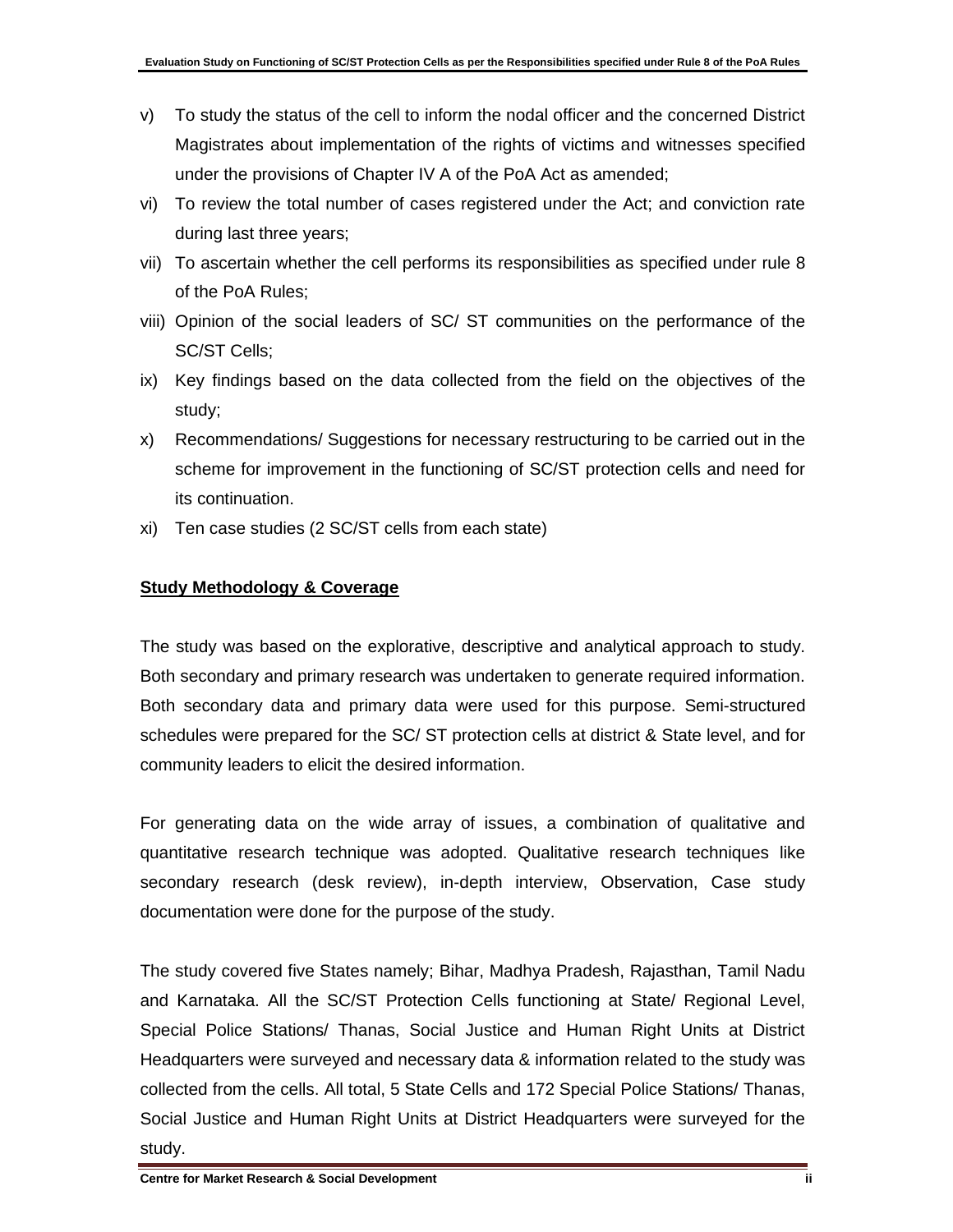v) To study the status of the cell to inform the nodal officer and the concerned District Magistrates about implementation of the rights of victims and witnesses specified under the provisions of Chapter IV A of the PoA Act as amended;

vi) To review the total number of cases registered under the Act; and conviction rate during last three years;

vii) To ascertain whether the cell performs its responsibilities as specified under rule 8 of the PoA Rules;

viii) Opinion of the social leaders of SC/ ST communities on the performance of the SC/ST Cells;

ix) Key findings based on the data collected from the field on the objectives of the study;

x) Recommendations/ Suggestions for necessary restructuring to be carried out in the scheme for improvement in the functioning of SC/ST protection cells and need for its continuation.

xi) Ten case studies (2 SC/ST cells from each state)

**Study Methodology & Coverage**

The study was based on the explorative, descriptive and analytical approach to study. Both secondary and primary research was undertaken to generate required information. Both secondary data and primary data were used for this purpose. Semi-structured schedules were prepared for the SC/ ST protection cells at district & State level, and for community leaders to elicit the desired information.

For generating data on the wide array of issues, a combination of qualitative and quantitative research technique was adopted. Qualitative research techniques like secondary research (desk review), in-depth interview, Observation, Case study documentation were done for the purpose of the study.

The study covered five States namely; Bihar, Madhya Pradesh, Rajasthan, Tamil Nadu and Karnataka. All the SC/ST Protection Cells functioning at State/ Regional Level, Special Police Stations/ Thanas, Social Justice and Human Right Units at District Headquarters were surveyed and necessary data & information related to the study was collected from the cells. All total, 5 State Cells and 172 Special Police Stations/ Thanas, Social Justice and Human Right Units at District Headquarters were surveyed for the study.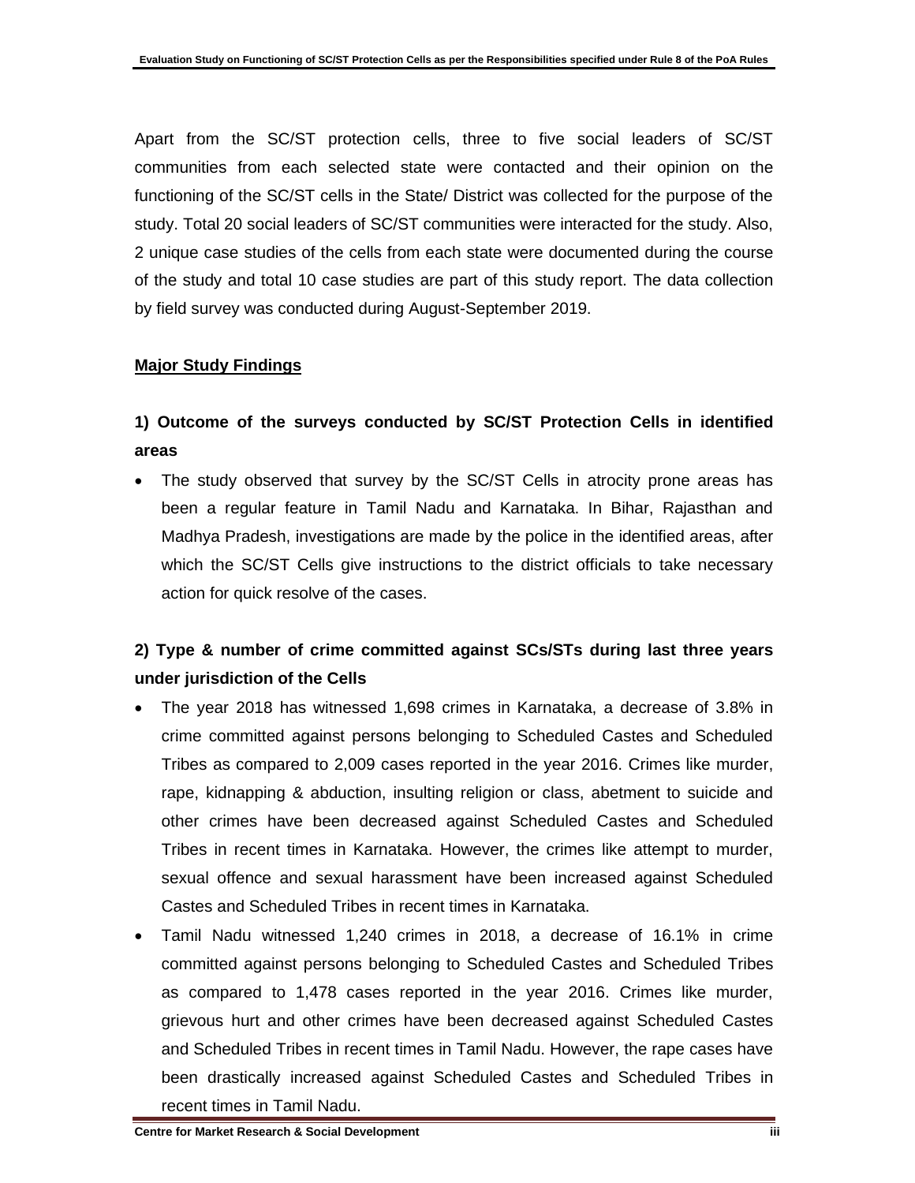Apart from the SC/ST protection cells, three to five social leaders of SC/ST communities from each selected state were contacted and their opinion on the functioning of the SC/ST cells in the State/ District was collected for the purpose of the study. Total 20 social leaders of SC/ST communities were interacted for the study. Also, 2 unique case studies of the cells from each state were documented during the course of the study and total 10 case studies are part of this study report. The data collection by field survey was conducted during August-September 2019.

**Major Study Findings**

**1) Outcome of the surveys conducted by SC/ST Protection Cells in identified areas**

- The study observed that survey by the SC/ST Cells in atrocity prone areas has been a regular feature in Tamil Nadu and Karnataka. In Bihar, Rajasthan and Madhya Pradesh, investigations are made by the police in the identified areas, after which the SC/ST Cells give instructions to the district officials to take necessary action for quick resolve of the cases.

**2) Type & number of crime committed against SCs/STs during last three years under jurisdiction of the Cells**

- The year 2018 has witnessed 1,698 crimes in Karnataka, a decrease of 3.8% in crime committed against persons belonging to Scheduled Castes and Scheduled Tribes as compared to 2,009 cases reported in the year 2016. Crimes like murder, rape, kidnapping & abduction, insulting religion or class, abetment to suicide and other crimes have been decreased against Scheduled Castes and Scheduled Tribes in recent times in Karnataka. However, the crimes like attempt to murder, sexual offence and sexual harassment have been increased against Scheduled Castes and Scheduled Tribes in recent times in Karnataka.
- Tamil Nadu witnessed 1,240 crimes in 2018, a decrease of 16.1% in crime committed against persons belonging to Scheduled Castes and Scheduled Tribes as compared to 1,478 cases reported in the year 2016. Crimes like murder, grievous hurt and other crimes have been decreased against Scheduled Castes and Scheduled Tribes in recent times in Tamil Nadu. However, the rape cases have been drastically increased against Scheduled Castes and Scheduled Tribes in recent times in Tamil Nadu.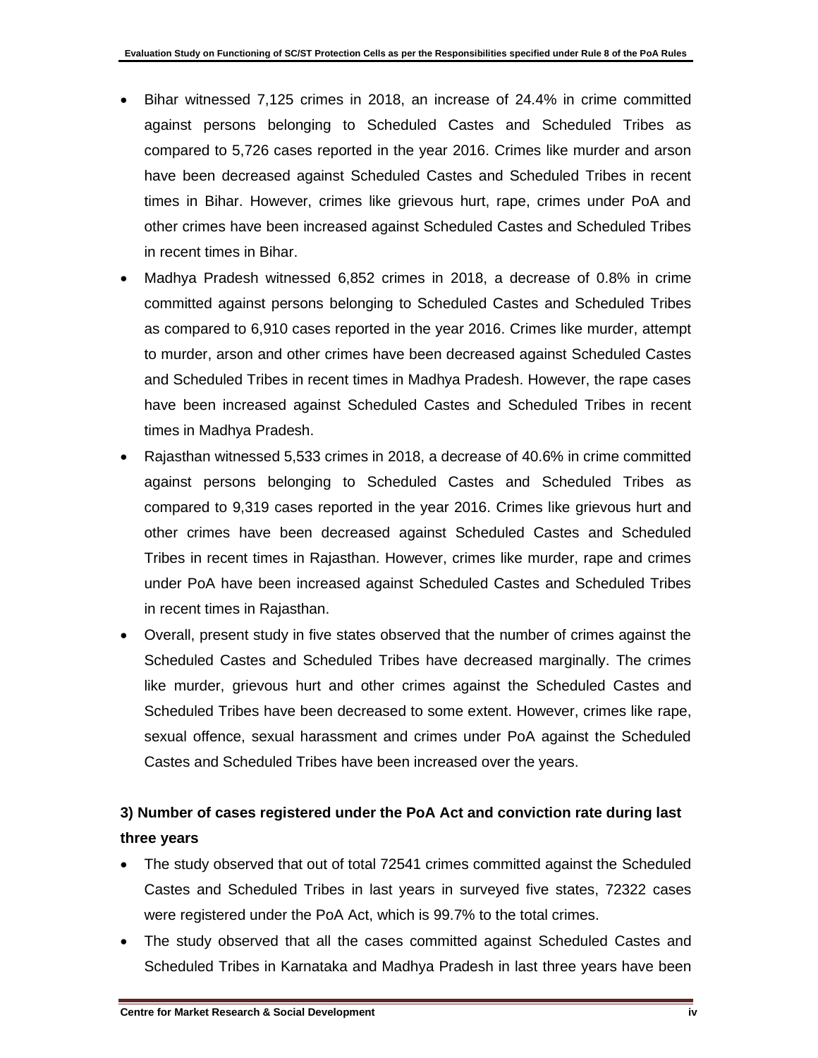- Bihar witnessed 7,125 crimes in 2018, an increase of 24.4% in crime committed against persons belonging to Scheduled Castes and Scheduled Tribes as compared to 5,726 cases reported in the year 2016. Crimes like murder and arson have been decreased against Scheduled Castes and Scheduled Tribes in recent times in Bihar. However, crimes like grievous hurt, rape, crimes under PoA and other crimes have been increased against Scheduled Castes and Scheduled Tribes in recent times in Bihar.
- Madhya Pradesh witnessed 6,852 crimes in 2018, a decrease of 0.8% in crime committed against persons belonging to Scheduled Castes and Scheduled Tribes as compared to 6,910 cases reported in the year 2016. Crimes like murder, attempt to murder, arson and other crimes have been decreased against Scheduled Castes and Scheduled Tribes in recent times in Madhya Pradesh. However, the rape cases have been increased against Scheduled Castes and Scheduled Tribes in recent times in Madhya Pradesh.
- Rajasthan witnessed 5,533 crimes in 2018, a decrease of 40.6% in crime committed against persons belonging to Scheduled Castes and Scheduled Tribes as compared to 9,319 cases reported in the year 2016. Crimes like grievous hurt and other crimes have been decreased against Scheduled Castes and Scheduled Tribes in recent times in Rajasthan. However, crimes like murder, rape and crimes under PoA have been increased against Scheduled Castes and Scheduled Tribes in recent times in Rajasthan.
- Overall, present study in five states observed that the number of crimes against the Scheduled Castes and Scheduled Tribes have decreased marginally. The crimes like murder, grievous hurt and other crimes against the Scheduled Castes and Scheduled Tribes have been decreased to some extent. However, crimes like rape, sexual offence, sexual harassment and crimes under PoA against the Scheduled Castes and Scheduled Tribes have been increased over the years.

### 3) Number of cases registered under the PoA Act and conviction rate during last three years

- The study observed that out of total 72541 crimes committed against the Scheduled Castes and Scheduled Tribes in last years in surveyed five states, 72322 cases were registered under the PoA Act, which is 99.7% to the total crimes.
- The study observed that all the cases committed against Scheduled Castes and Scheduled Tribes in Karnataka and Madhya Pradesh in last three years have been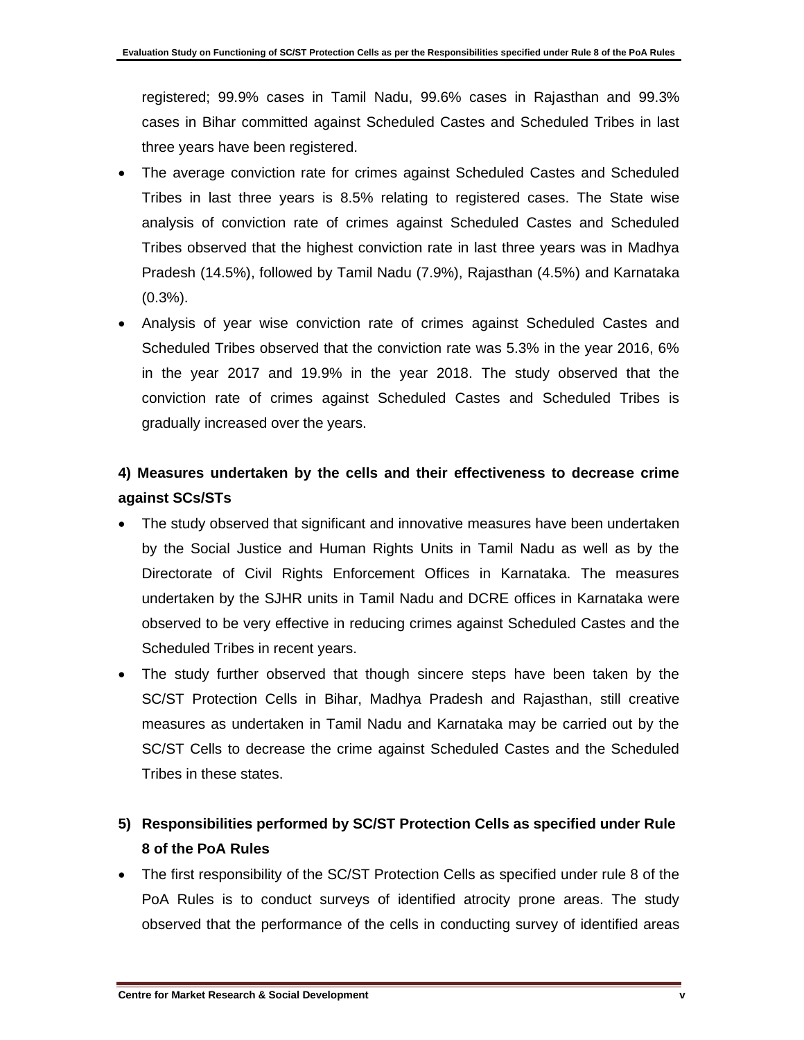registered; 99.9% cases in Tamil Nadu, 99.6% cases in Rajasthan and 99.3% cases in Bihar committed against Scheduled Castes and Scheduled Tribes in last three years have been registered.

- The average conviction rate for crimes against Scheduled Castes and Scheduled Tribes in last three years is 8.5% relating to registered cases. The State wise analysis of conviction rate of crimes against Scheduled Castes and Scheduled Tribes observed that the highest conviction rate in last three years was in Madhya Pradesh (14.5%), followed by Tamil Nadu (7.9%), Rajasthan (4.5%) and Karnataka (0.3%).
- Analysis of year wise conviction rate of crimes against Scheduled Castes and Scheduled Tribes observed that the conviction rate was 5.3% in the year 2016, 6% in the year 2017 and 19.9% in the year 2018. The study observed that the conviction rate of crimes against Scheduled Castes and Scheduled Tribes is gradually increased over the years.

**4) Measures undertaken by the cells and their effectiveness to decrease crime against SCs/STs**

- The study observed that significant and innovative measures have been undertaken by the Social Justice and Human Rights Units in Tamil Nadu as well as by the Directorate of Civil Rights Enforcement Offices in Karnataka. The measures undertaken by the SJHR units in Tamil Nadu and DCRE offices in Karnataka were observed to be very effective in reducing crimes against Scheduled Castes and the Scheduled Tribes in recent years.
- The study further observed that though sincere steps have been taken by the SC/ST Protection Cells in Bihar, Madhya Pradesh and Rajasthan, still creative measures as undertaken in Tamil Nadu and Karnataka may be carried out by the SC/ST Cells to decrease the crime against Scheduled Castes and the Scheduled Tribes in these states.

**5) Responsibilities performed by SC/ST Protection Cells as specified under Rule 8 of the PoA Rules**

- The first responsibility of the SC/ST Protection Cells as specified under rule 8 of the PoA Rules is to conduct surveys of identified atrocity prone areas. The study observed that the performance of the cells in conducting survey of identified areas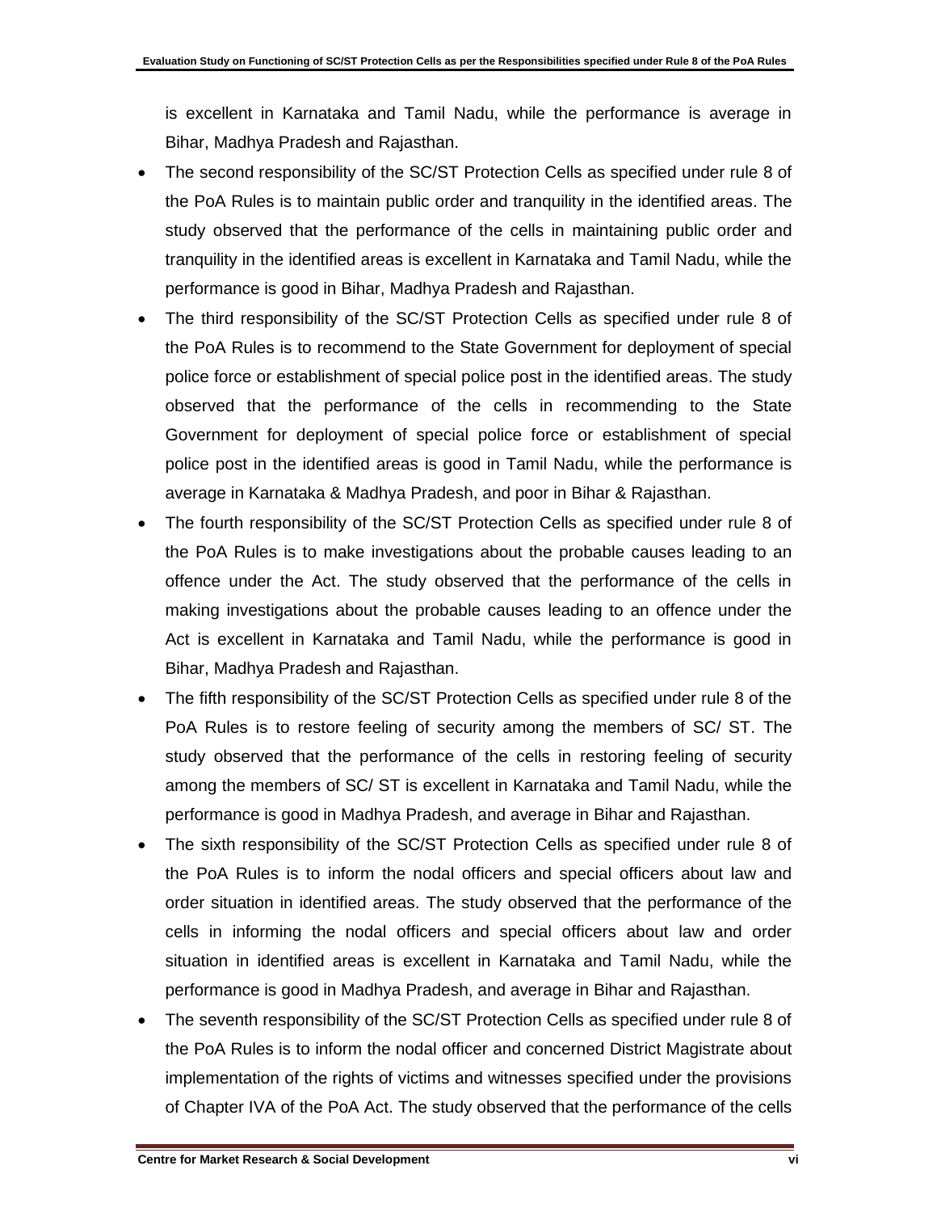is excellent in Karnataka and Tamil Nadu, while the performance is average in Bihar, Madhya Pradesh and Rajasthan.

- The second responsibility of the SC/ST Protection Cells as specified under rule 8 of the PoA Rules is to maintain public order and tranquility in the identified areas. The study observed that the performance of the cells in maintaining public order and tranquility in the identified areas is excellent in Karnataka and Tamil Nadu, while the performance is good in Bihar, Madhya Pradesh and Rajasthan.
- The third responsibility of the SC/ST Protection Cells as specified under rule 8 of the PoA Rules is to recommend to the State Government for deployment of special police force or establishment of special police post in the identified areas. The study observed that the performance of the cells in recommending to the State Government for deployment of special police force or establishment of special police post in the identified areas is good in Tamil Nadu, while the performance is average in Karnataka & Madhya Pradesh, and poor in Bihar & Rajasthan.
- The fourth responsibility of the SC/ST Protection Cells as specified under rule 8 of the PoA Rules is to make investigations about the probable causes leading to an offence under the Act. The study observed that the performance of the cells in making investigations about the probable causes leading to an offence under the Act is excellent in Karnataka and Tamil Nadu, while the performance is good in Bihar, Madhya Pradesh and Rajasthan.
- The fifth responsibility of the SC/ST Protection Cells as specified under rule 8 of the PoA Rules is to restore feeling of security among the members of SC/ ST. The study observed that the performance of the cells in restoring feeling of security among the members of SC/ ST is excellent in Karnataka and Tamil Nadu, while the performance is good in Madhya Pradesh, and average in Bihar and Rajasthan.
- The sixth responsibility of the SC/ST Protection Cells as specified under rule 8 of the PoA Rules is to inform the nodal officers and special officers about law and order situation in identified areas. The study observed that the performance of the cells in informing the nodal officers and special officers about law and order situation in identified areas is excellent in Karnataka and Tamil Nadu, while the performance is good in Madhya Pradesh, and average in Bihar and Rajasthan.
- The seventh responsibility of the SC/ST Protection Cells as specified under rule 8 of the PoA Rules is to inform the nodal officer and concerned District Magistrate about implementation of the rights of victims and witnesses specified under the provisions of Chapter IVA of the PoA Act. The study observed that the performance of the cells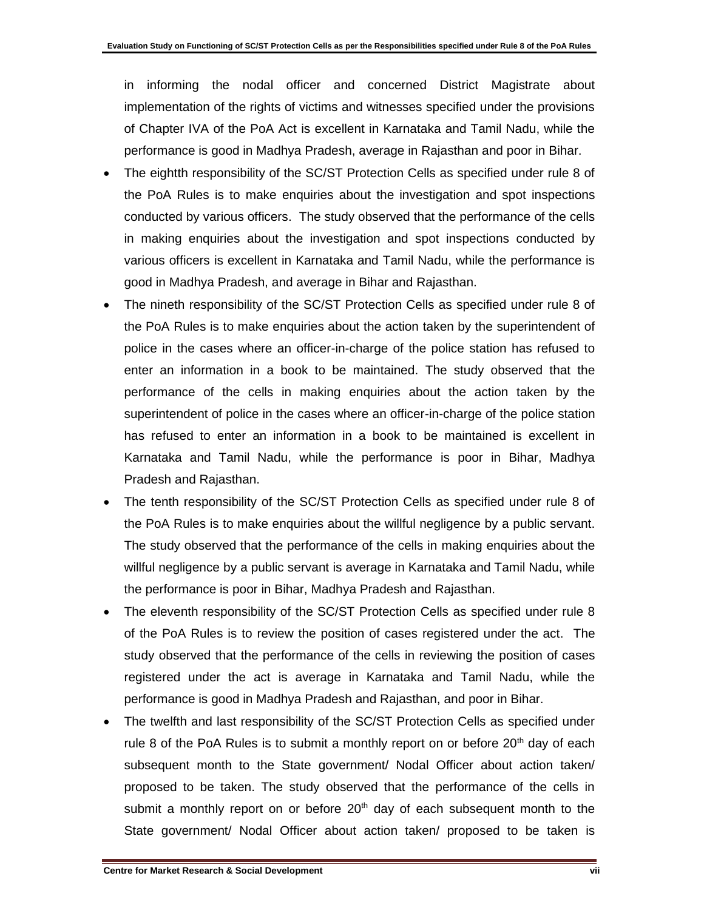in informing the nodal officer and concerned District Magistrate about implementation of the rights of victims and witnesses specified under the provisions of Chapter IVA of the PoA Act is excellent in Karnataka and Tamil Nadu, while the performance is good in Madhya Pradesh, average in Rajasthan and poor in Bihar.

- The eightth responsibility of the SC/ST Protection Cells as specified under rule 8 of the PoA Rules is to make enquiries about the investigation and spot inspections conducted by various officers. The study observed that the performance of the cells in making enquiries about the investigation and spot inspections conducted by various officers is excellent in Karnataka and Tamil Nadu, while the performance is good in Madhya Pradesh, and average in Bihar and Rajasthan.
- The nineth responsibility of the SC/ST Protection Cells as specified under rule 8 of the PoA Rules is to make enquiries about the action taken by the superintendent of police in the cases where an officer-in-charge of the police station has refused to enter an information in a book to be maintained. The study observed that the performance of the cells in making enquiries about the action taken by the superintendent of police in the cases where an officer-in-charge of the police station has refused to enter an information in a book to be maintained is excellent in Karnataka and Tamil Nadu, while the performance is poor in Bihar, Madhya Pradesh and Rajasthan.
- The tenth responsibility of the SC/ST Protection Cells as specified under rule 8 of the PoA Rules is to make enquiries about the willful negligence by a public servant. The study observed that the performance of the cells in making enquiries about the willful negligence by a public servant is average in Karnataka and Tamil Nadu, while the performance is poor in Bihar, Madhya Pradesh and Rajasthan.
- The eleventh responsibility of the SC/ST Protection Cells as specified under rule 8 of the PoA Rules is to review the position of cases registered under the act. The study observed that the performance of the cells in reviewing the position of cases registered under the act is average in Karnataka and Tamil Nadu, while the performance is good in Madhya Pradesh and Rajasthan, and poor in Bihar.
- The twelfth and last responsibility of the SC/ST Protection Cells as specified under rule 8 of the PoA Rules is to submit a monthly report on or before 20th day of each subsequent month to the State government/ Nodal Officer about action taken/ proposed to be taken. The study observed that the performance of the cells in submit a monthly report on or before 20th day of each subsequent month to the State government/ Nodal Officer about action taken/ proposed to be taken is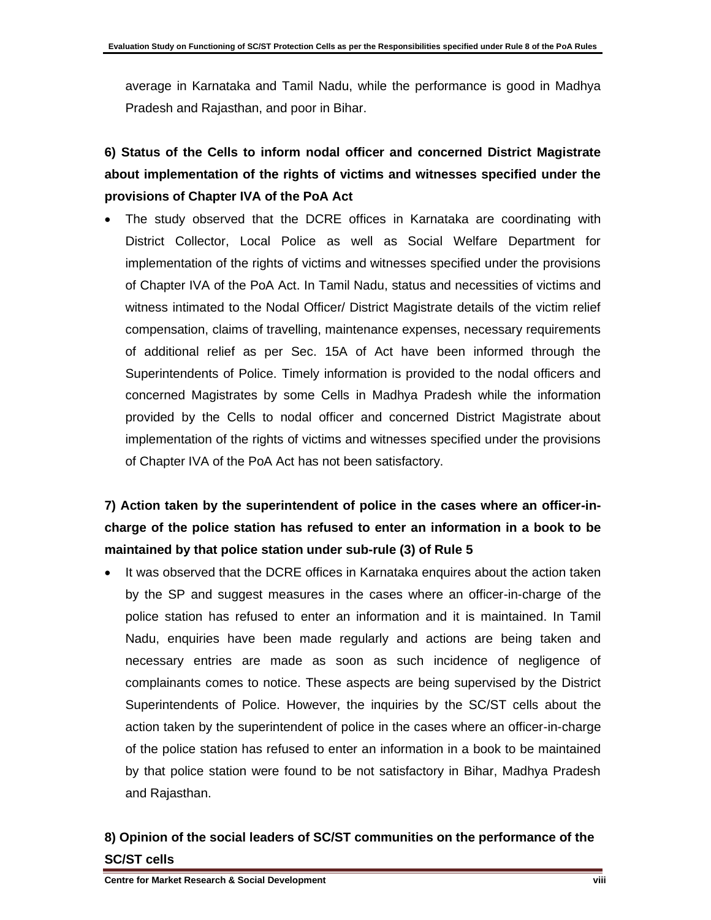average in Karnataka and Tamil Nadu, while the performance is good in Madhya Pradesh and Rajasthan, and poor in Bihar.

**6) Status of the Cells to inform nodal officer and concerned District Magistrate about implementation of the rights of victims and witnesses specified under the provisions of Chapter IVA of the PoA Act**

- The study observed that the DCRE offices in Karnataka are coordinating with District Collector, Local Police as well as Social Welfare Department for implementation of the rights of victims and witnesses specified under the provisions of Chapter IVA of the PoA Act. In Tamil Nadu, status and necessities of victims and witness intimated to the Nodal Officer/ District Magistrate details of the victim relief compensation, claims of travelling, maintenance expenses, necessary requirements of additional relief as per Sec. 15A of Act have been informed through the Superintendents of Police. Timely information is provided to the nodal officers and concerned Magistrates by some Cells in Madhya Pradesh while the information provided by the Cells to nodal officer and concerned District Magistrate about implementation of the rights of victims and witnesses specified under the provisions of Chapter IVA of the PoA Act has not been satisfactory.

**7) Action taken by the superintendent of police in the cases where an officer-in-charge of the police station has refused to enter an information in a book to be maintained by that police station under sub-rule (3) of Rule 5**

- It was observed that the DCRE offices in Karnataka enquires about the action taken by the SP and suggest measures in the cases where an officer-in-charge of the police station has refused to enter an information and it is maintained. In Tamil Nadu, enquiries have been made regularly and actions are being taken and necessary entries are made as soon as such incidence of negligence of complainants comes to notice. These aspects are being supervised by the District Superintendents of Police. However, the inquiries by the SC/ST cells about the action taken by the superintendent of police in the cases where an officer-in-charge of the police station has refused to enter an information in a book to be maintained by that police station were found to be not satisfactory in Bihar, Madhya Pradesh and Rajasthan.

**8) Opinion of the social leaders of SC/ST communities on the performance of the SC/ST cells**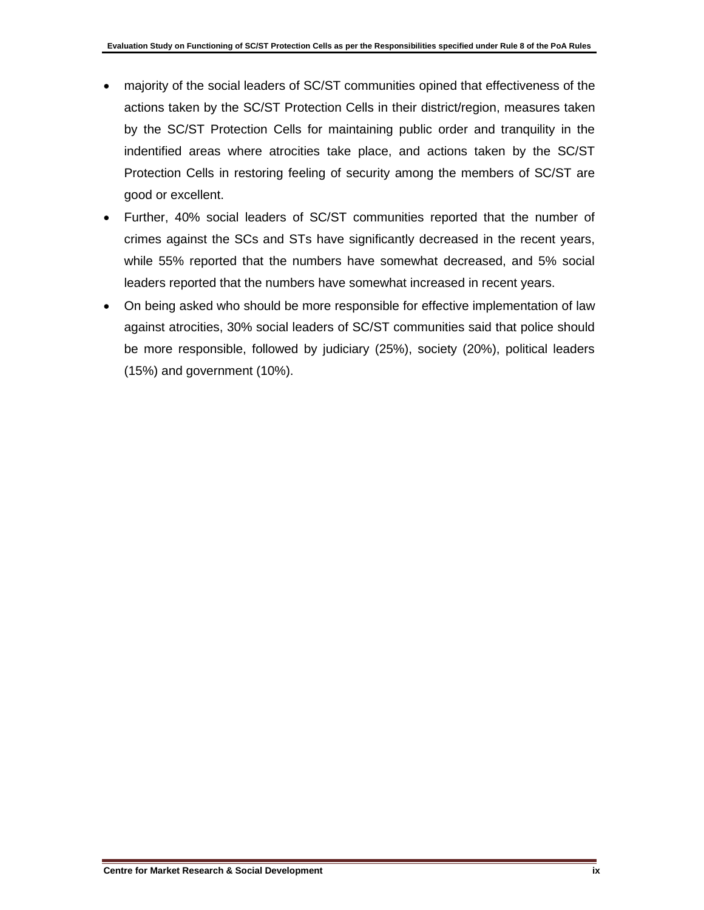- majority of the social leaders of SC/ST communities opined that effectiveness of the actions taken by the SC/ST Protection Cells in their district/region, measures taken by the SC/ST Protection Cells for maintaining public order and tranquility in the indentified areas where atrocities take place, and actions taken by the SC/ST Protection Cells in restoring feeling of security among the members of SC/ST are good or excellent.
- Further, 40% social leaders of SC/ST communities reported that the number of crimes against the SCs and STs have significantly decreased in the recent years, while 55% reported that the numbers have somewhat decreased, and 5% social leaders reported that the numbers have somewhat increased in recent years.
- On being asked who should be more responsible for effective implementation of law against atrocities, 30% social leaders of SC/ST communities said that police should be more responsible, followed by judiciary (25%), society (20%), political leaders (15%) and government (10%).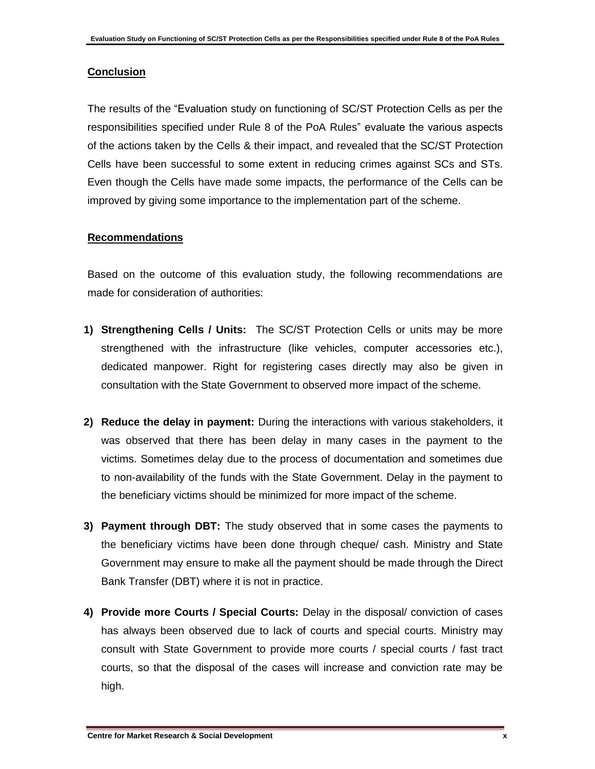## Conclusion

The results of the “Evaluation study on functioning of SC/ST Protection Cells as per the responsibilities specified under Rule 8 of the PoA Rules” evaluate the various aspects of the actions taken by the Cells & their impact, and revealed that the SC/ST Protection Cells have been successful to some extent in reducing crimes against SCs and STs. Even though the Cells have made some impacts, the performance of the Cells can be improved by giving some importance to the implementation part of the scheme.

## Recommendations

Based on the outcome of this evaluation study, the following recommendations are made for consideration of authorities:

1) **Strengthening Cells / Units:** The SC/ST Protection Cells or units may be more strengthened with the infrastructure (like vehicles, computer accessories etc.), dedicated manpower. Right for registering cases directly may also be given in consultation with the State Government to observed more impact of the scheme.

2) **Reduce the delay in payment:** During the interactions with various stakeholders, it was observed that there has been delay in many cases in the payment to the victims. Sometimes delay due to the process of documentation and sometimes due to non-availability of the funds with the State Government. Delay in the payment to the beneficiary victims should be minimized for more impact of the scheme.

3) **Payment through DBT:** The study observed that in some cases the payments to the beneficiary victims have been done through cheque/ cash. Ministry and State Government may ensure to make all the payment should be made through the Direct Bank Transfer (DBT) where it is not in practice.

4) **Provide more Courts / Special Courts:** Delay in the disposal/ conviction of cases has always been observed due to lack of courts and special courts. Ministry may consult with State Government to provide more courts / special courts / fast tract courts, so that the disposal of the cases will increase and conviction rate may be high.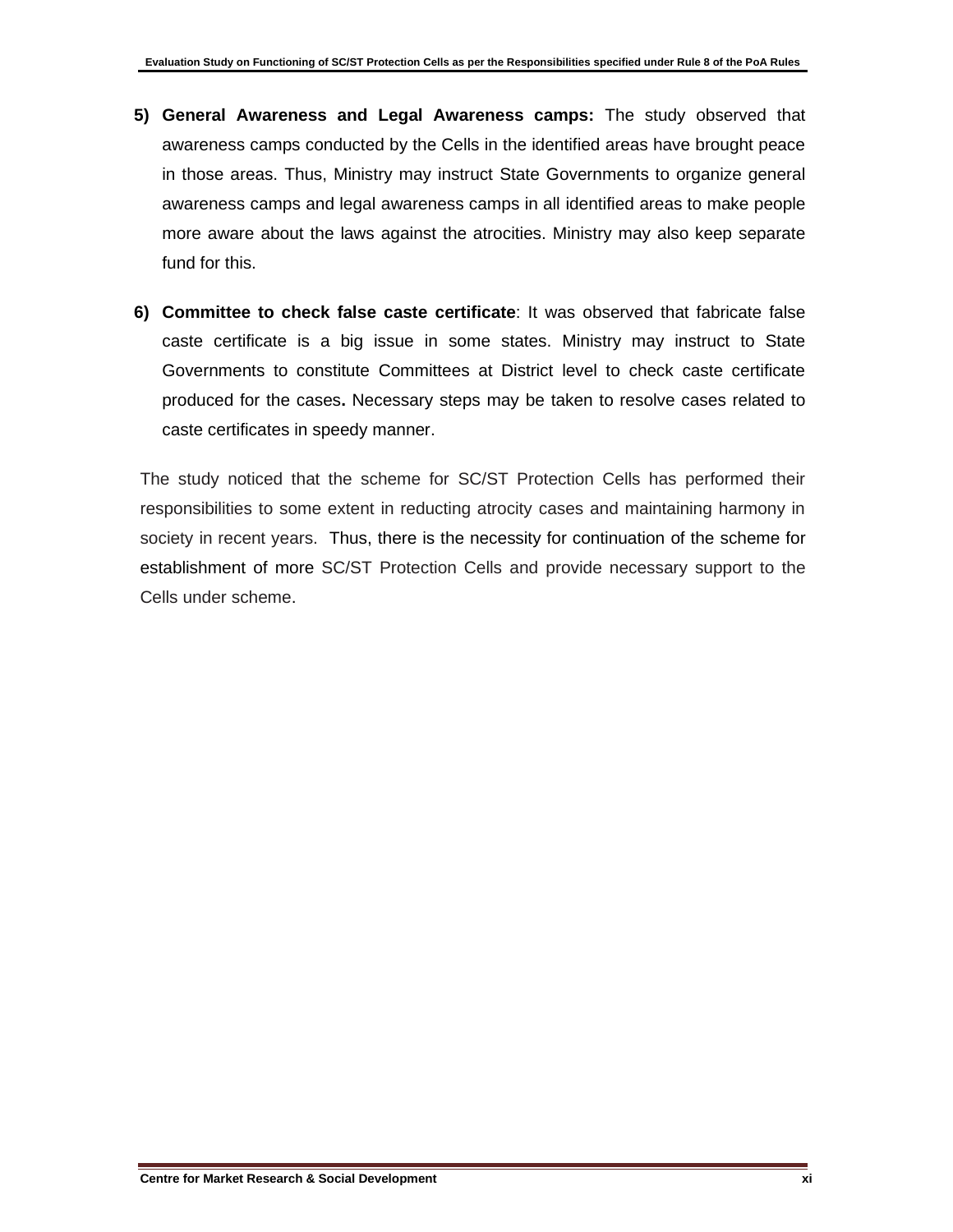5) **General Awareness and Legal Awareness camps:** The study observed that awareness camps conducted by the Cells in the identified areas have brought peace in those areas. Thus, Ministry may instruct State Governments to organize general awareness camps and legal awareness camps in all identified areas to make people more aware about the laws against the atrocities. Ministry may also keep separate fund for this.

6) **Committee to check false caste certificate**: It was observed that fabricate false caste certificate is a big issue in some states. Ministry may instruct to State Governments to constitute Committees at District level to check caste certificate produced for the cases**.** Necessary steps may be taken to resolve cases related to caste certificates in speedy manner.

The study noticed that the scheme for SC/ST Protection Cells has performed their responsibilities to some extent in reducting atrocity cases and maintaining harmony in society in recent years. Thus, there is the necessity for continuation of the scheme for establishment of more SC/ST Protection Cells and provide necessary support to the Cells under scheme.